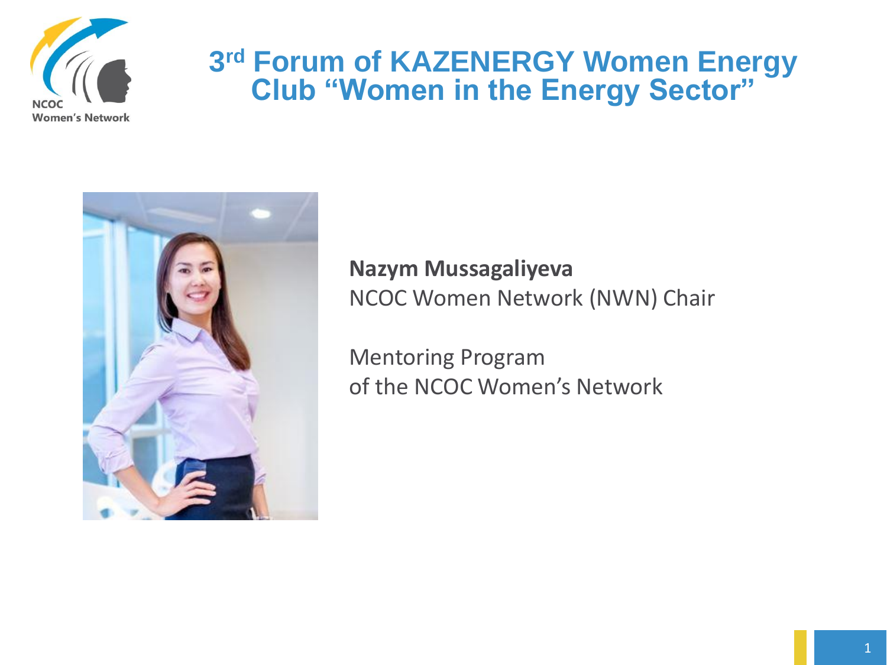# 3rd Forum of KAZENERGY Women Energy Club "Women in the Energy Sector"

NCOC Women's Network

**Nazym Mussagaliyeva**
NCOC Women Network (NWN) Chair

Mentoring Program
of the NCOC Women's Network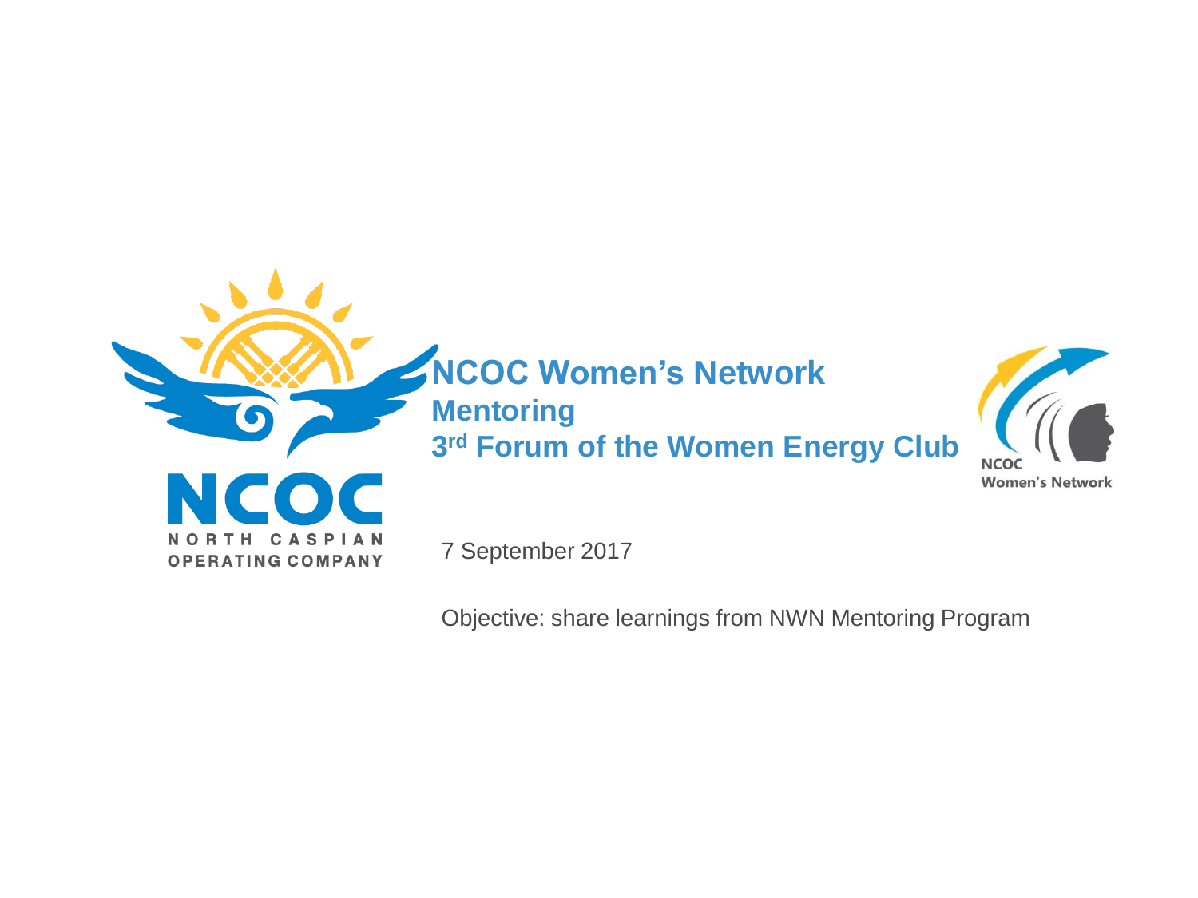# NCOC Women's Network

## Mentoring

## 3rd Forum of the Women Energy Club

7 September 2017

Objective: share learnings from NWN Mentoring Program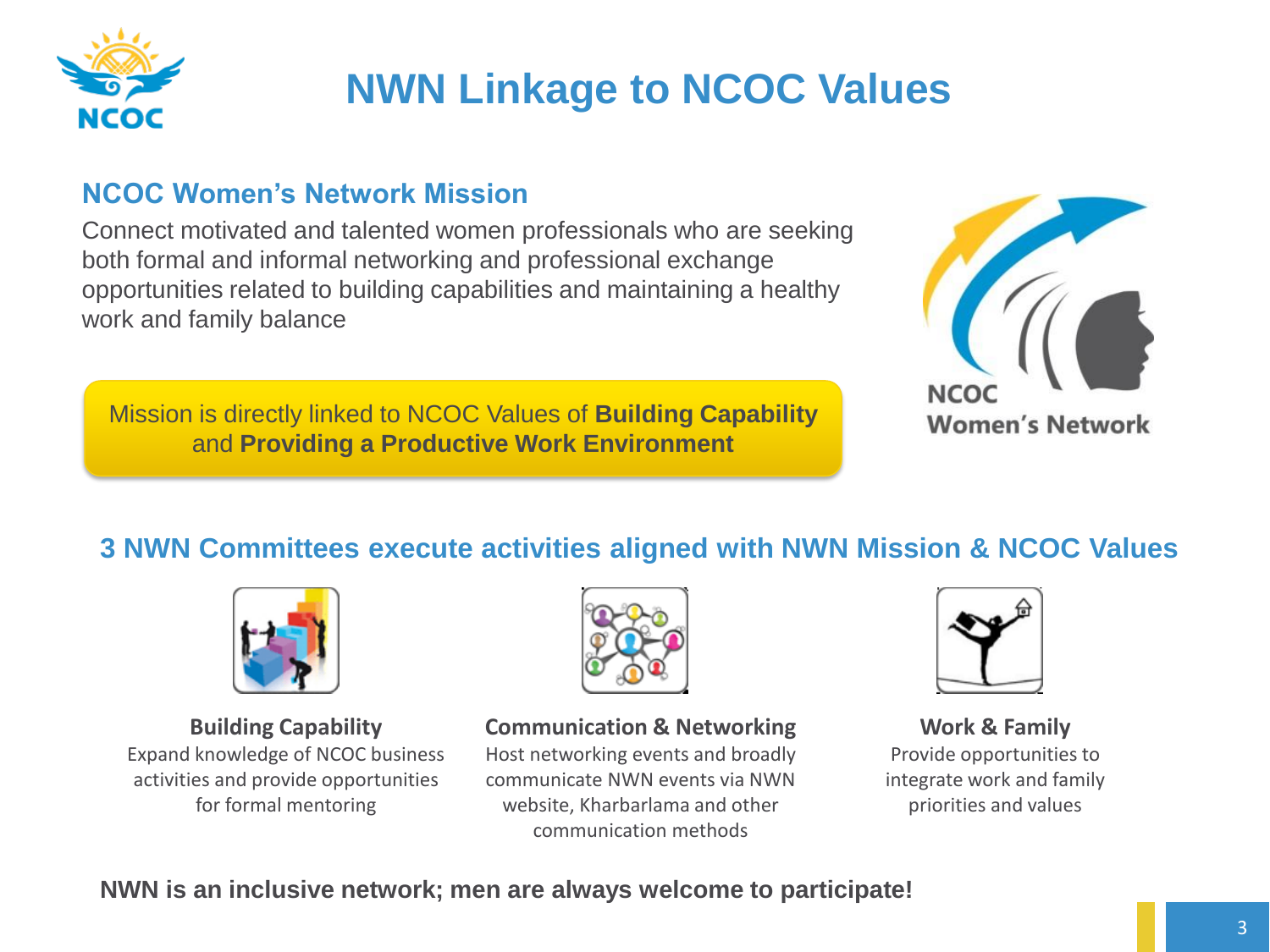# NWN Linkage to NCOC Values

## NCOC Women's Network Mission

Connect motivated and talented women professionals who are seeking both formal and informal networking and professional exchange opportunities related to building capabilities and maintaining a healthy work and family balance

Mission is directly linked to NCOC Values of **Building Capability** and **Providing a Productive Work Environment**

NCOC Women's Network

## 3 NWN Committees execute activities aligned with NWN Mission & NCOC Values

**Building Capability**
Expand knowledge of NCOC business activities and provide opportunities for formal mentoring

**Communication & Networking**
Host networking events and broadly communicate NWN events via NWN website, Kharbarlama and other communication methods

**Work & Family**
Provide opportunities to integrate work and family priorities and values

**NWN is an inclusive network; men are always welcome to participate!**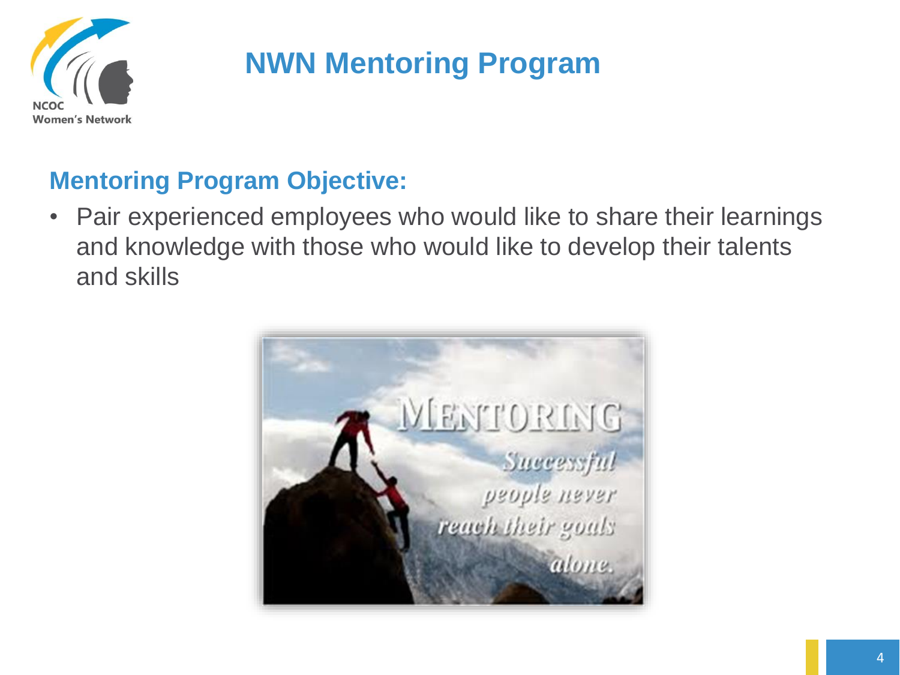# NWN Mentoring Program

## Mentoring Program Objective:

- Pair experienced employees who would like to share their learnings and knowledge with those who would like to develop their talents and skills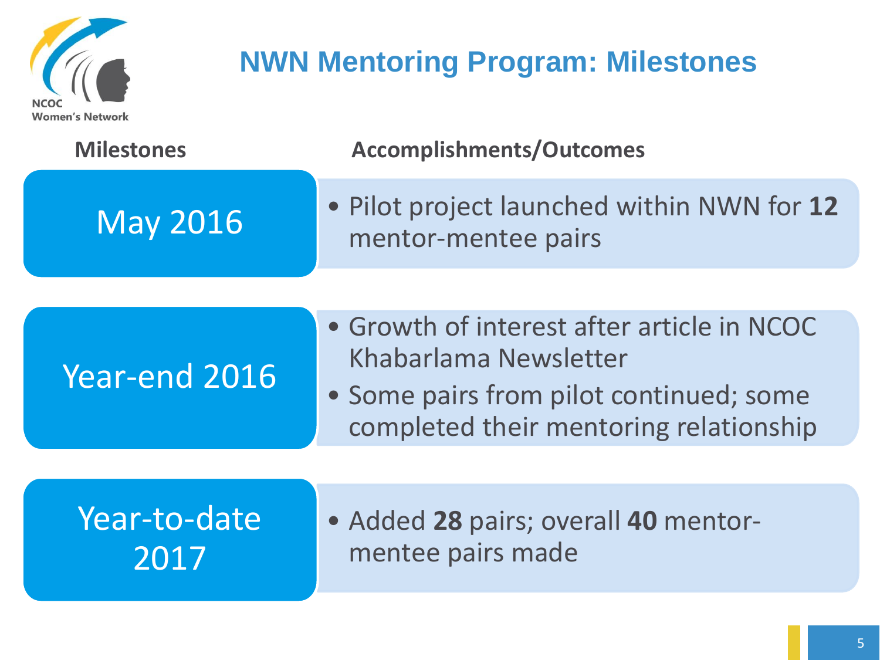# NWN Mentoring Program: Milestones

| Milestones | Accomplishments/Outcomes |
| --- | --- |
| May 2016 | • Pilot project launched within NWN for **12** mentor-mentee pairs |
| Year-end 2016 | • Growth of interest after article in NCOC Khabarlama Newsletter<br>• Some pairs from pilot continued; some completed their mentoring relationship |
| Year-to-date 2017 | • Added **28** pairs; overall **40** mentor-mentee pairs made |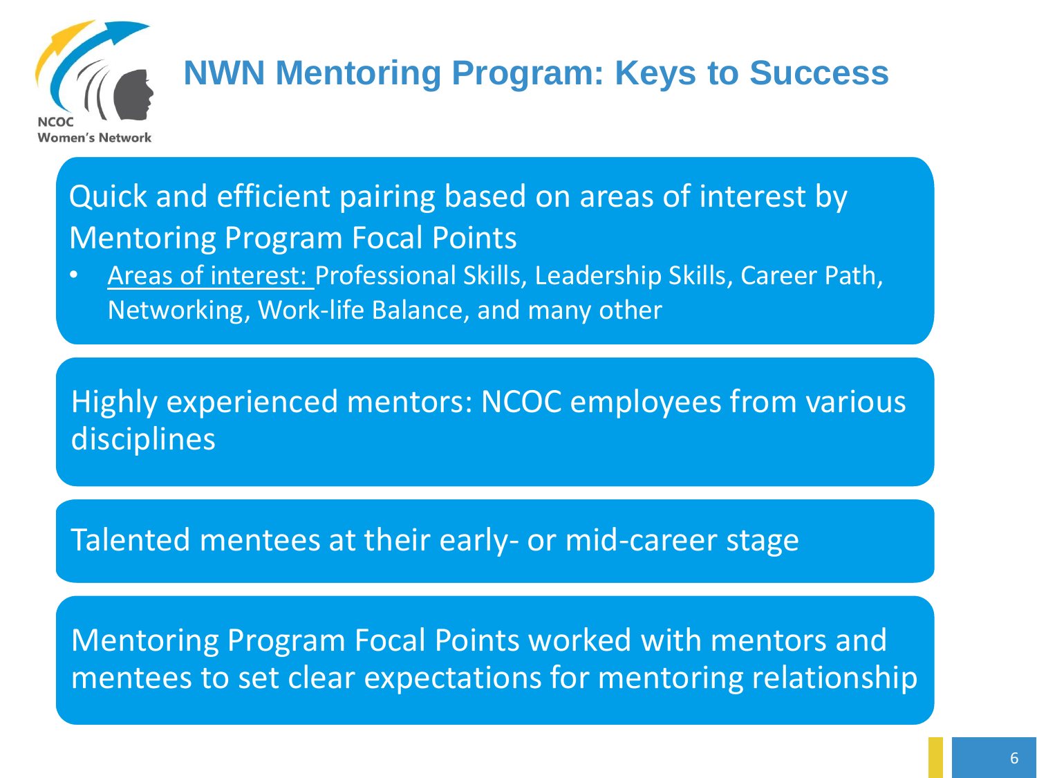# NWN Mentoring Program: Keys to Success

Quick and efficient pairing based on areas of interest by Mentoring Program Focal Points

- Areas of interest: Professional Skills, Leadership Skills, Career Path, Networking, Work-life Balance, and many other

Highly experienced mentors: NCOC employees from various disciplines

Talented mentees at their early- or mid-career stage

Mentoring Program Focal Points worked with mentors and mentees to set clear expectations for mentoring relationship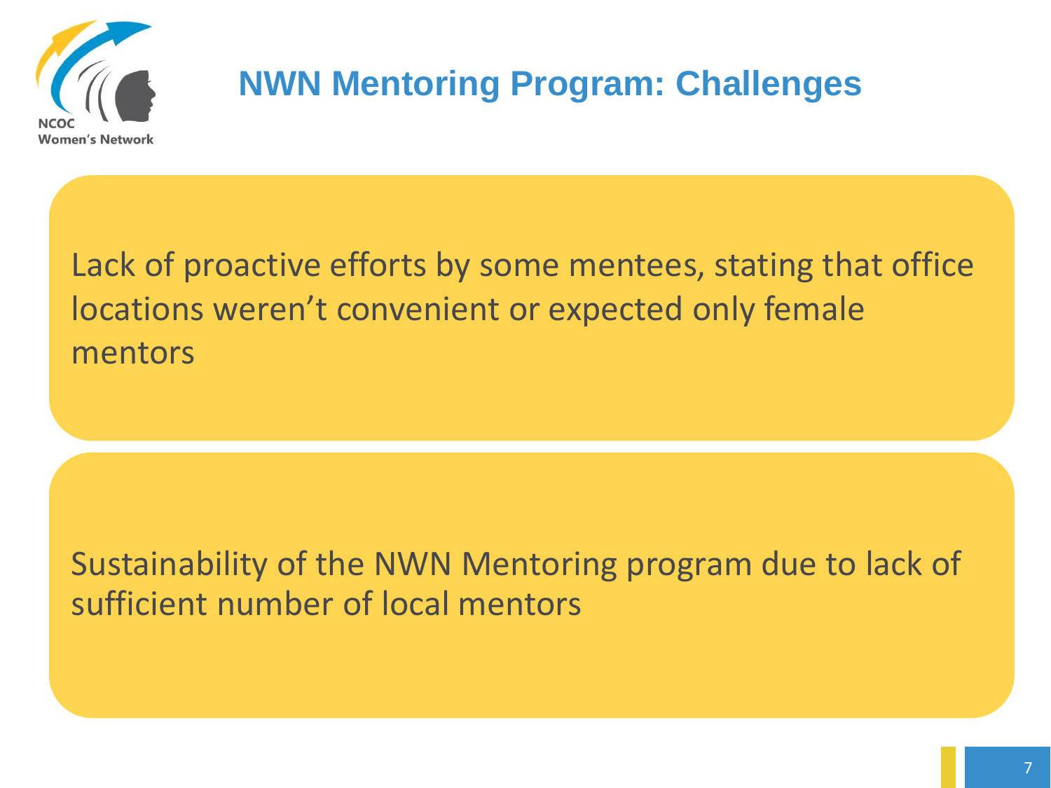# NWN Mentoring Program: Challenges

Lack of proactive efforts by some mentees, stating that office locations weren't convenient or expected only female mentors

Sustainability of the NWN Mentoring program due to lack of sufficient number of local mentors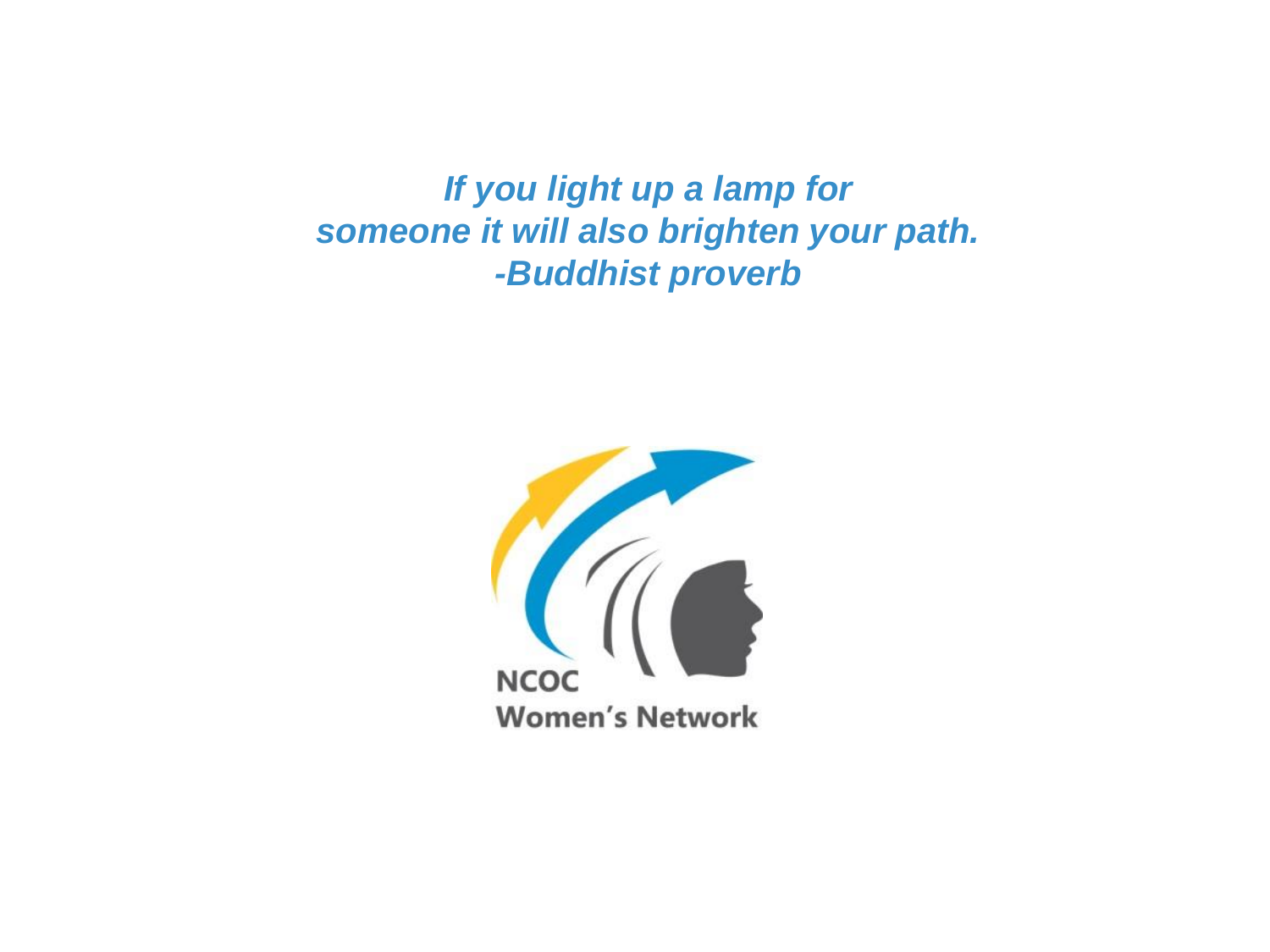*If you light up a lamp for*
*someone it will also brighten your path.*
*-Buddhist proverb*

NCOC
Women's Network